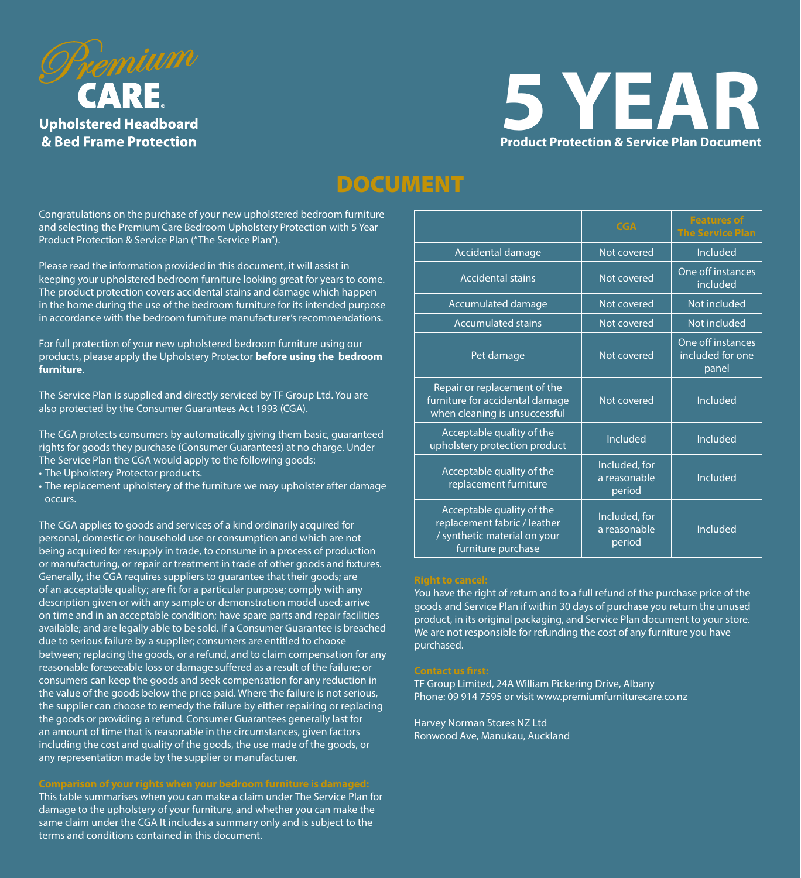# Premium CARE®

**Upholstered Headboard & Bed Frame Protection**

# 5 YEAR

**Product Protection & Service Plan Document**

## DOCUMENT

Congratulations on the purchase of your new upholstered bedroom furniture and selecting the Premium Care Bedroom Upholstery Protection with 5 Year Product Protection & Service Plan ("The Service Plan").

Please read the information provided in this document, it will assist in keeping your upholstered bedroom furniture looking great for years to come. The product protection covers accidental stains and damage which happen in the home during the use of the bedroom furniture for its intended purpose in accordance with the bedroom furniture manufacturer's recommendations.

For full protection of your new upholstered bedroom furniture using our products, please apply the Upholstery Protector **before using the bedroom furniture**.

The Service Plan is supplied and directly serviced by TF Group Ltd. You are also protected by the Consumer Guarantees Act 1993 (CGA).

The CGA protects consumers by automatically giving them basic, guaranteed rights for goods they purchase (Consumer Guarantees) at no charge. Under The Service Plan the CGA would apply to the following goods:

- The Upholstery Protector products.
- The replacement upholstery of the furniture we may upholster after damage occurs.

The CGA applies to goods and services of a kind ordinarily acquired for personal, domestic or household use or consumption and which are not being acquired for resupply in trade, to consume in a process of production or manufacturing, or repair or treatment in trade of other goods and fixtures. Generally, the CGA requires suppliers to guarantee that their goods; are of an acceptable quality; are fit for a particular purpose; comply with any description given or with any sample or demonstration model used; arrive on time and in an acceptable condition; have spare parts and repair facilities available; and are legally able to be sold. If a Consumer Guarantee is breached due to serious failure by a supplier; consumers are entitled to choose between; replacing the goods, or a refund, and to claim compensation for any reasonable foreseeable loss or damage suffered as a result of the failure; or consumers can keep the goods and seek compensation for any reduction in the value of the goods below the price paid. Where the failure is not serious, the supplier can choose to remedy the failure by either repairing or replacing the goods or providing a refund. Consumer Guarantees generally last for an amount of time that is reasonable in the circumstances, given factors including the cost and quality of the goods, the use made of the goods, or any representation made by the supplier or manufacturer.

### Comparison of your rights when your bedroom furniture is damaged:

This table summarises when you can make a claim under The Service Plan for damage to the upholstery of your furniture, and whether you can make the same claim under the CGA It includes a summary only and is subject to the terms and conditions contained in this document.

| | CGA | Features of The Service Plan |
|---|---|---|
| Accidental damage | Not covered | Included |
| Accidental stains | Not covered | One off instances included |
| Accumulated damage | Not covered | Not included |
| Accumulated stains | Not covered | Not included |
| Pet damage | Not covered | One off instances included for one panel |
| Repair or replacement of the furniture for accidental damage when cleaning is unsuccessful | Not covered | Included |
| Acceptable quality of the upholstery protection product | Included | Included |
| Acceptable quality of the replacement furniture | Included, for a reasonable period | Included |
| Acceptable quality of the replacement fabric / leather / synthetic material on your furniture purchase | Included, for a reasonable period | Included |

### Right to cancel:

You have the right of return and to a full refund of the purchase price of the goods and Service Plan if within 30 days of purchase you return the unused product, in its original packaging, and Service Plan document to your store. We are not responsible for refunding the cost of any furniture you have purchased.

### Contact us first:

TF Group Limited, 24A William Pickering Drive, Albany
Phone: 09 914 7595 or visit www.premiumfurniturecare.co.nz

Harvey Norman Stores NZ Ltd
Ronwood Ave, Manukau, Auckland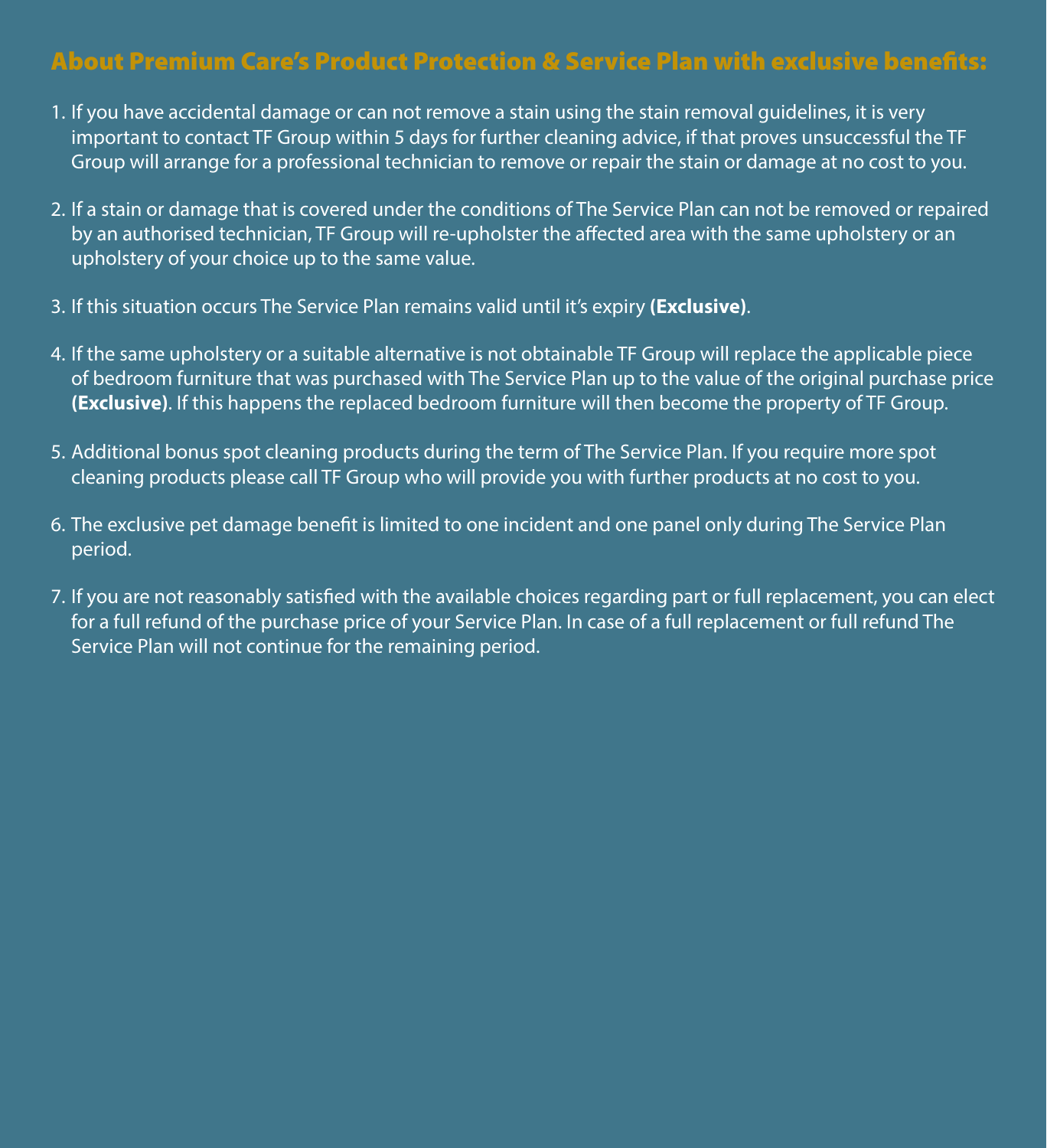## About Premium Care's Product Protection & Service Plan with exclusive benefits:

1. If you have accidental damage or can not remove a stain using the stain removal guidelines, it is very important to contact TF Group within 5 days for further cleaning advice, if that proves unsuccessful the TF Group will arrange for a professional technician to remove or repair the stain or damage at no cost to you.

2. If a stain or damage that is covered under the conditions of The Service Plan can not be removed or repaired by an authorised technician, TF Group will re-upholster the affected area with the same upholstery or an upholstery of your choice up to the same value.

3. If this situation occurs The Service Plan remains valid until it's expiry **(Exclusive)**.

4. If the same upholstery or a suitable alternative is not obtainable TF Group will replace the applicable piece of bedroom furniture that was purchased with The Service Plan up to the value of the original purchase price **(Exclusive)**. If this happens the replaced bedroom furniture will then become the property of TF Group.

5. Additional bonus spot cleaning products during the term of The Service Plan. If you require more spot cleaning products please call TF Group who will provide you with further products at no cost to you.

6. The exclusive pet damage benefit is limited to one incident and one panel only during The Service Plan period.

7. If you are not reasonably satisfied with the available choices regarding part or full replacement, you can elect for a full refund of the purchase price of your Service Plan. In case of a full replacement or full refund The Service Plan will not continue for the remaining period.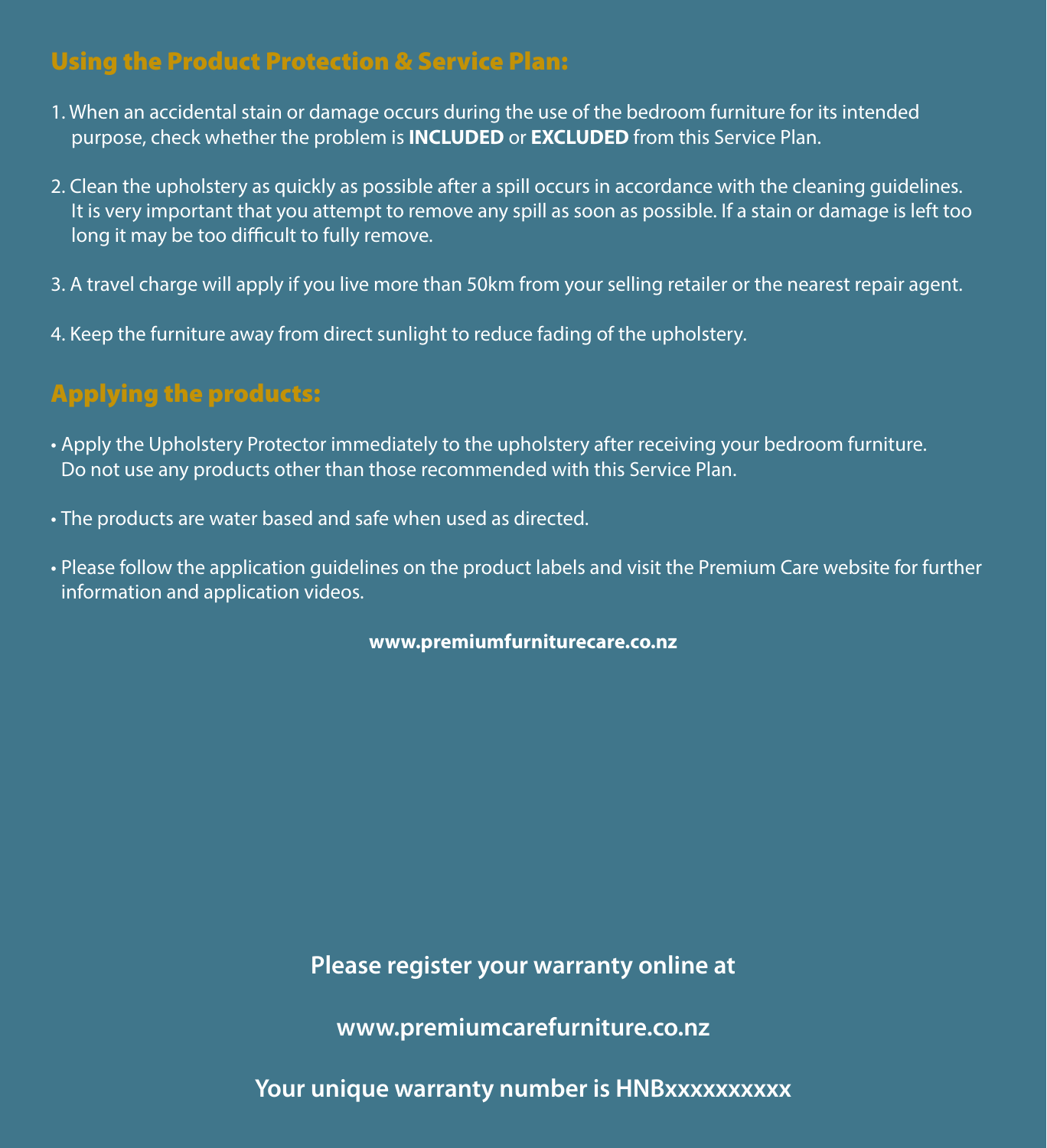## Using the Product Protection & Service Plan:

1. When an accidental stain or damage occurs during the use of the bedroom furniture for its intended purpose, check whether the problem is **INCLUDED** or **EXCLUDED** from this Service Plan.

2. Clean the upholstery as quickly as possible after a spill occurs in accordance with the cleaning guidelines. It is very important that you attempt to remove any spill as soon as possible. If a stain or damage is left too long it may be too difficult to fully remove.

3. A travel charge will apply if you live more than 50km from your selling retailer or the nearest repair agent.

4. Keep the furniture away from direct sunlight to reduce fading of the upholstery.

## Applying the products:

- Apply the Upholstery Protector immediately to the upholstery after receiving your bedroom furniture. Do not use any products other than those recommended with this Service Plan.

- The products are water based and safe when used as directed.

- Please follow the application guidelines on the product labels and visit the Premium Care website for further information and application videos.

**www.premiumfurniturecare.co.nz**

**Please register your warranty online at**

**www.premiumcarefurniture.co.nz**

**Your unique warranty number is HNBxxxxxxxxxx**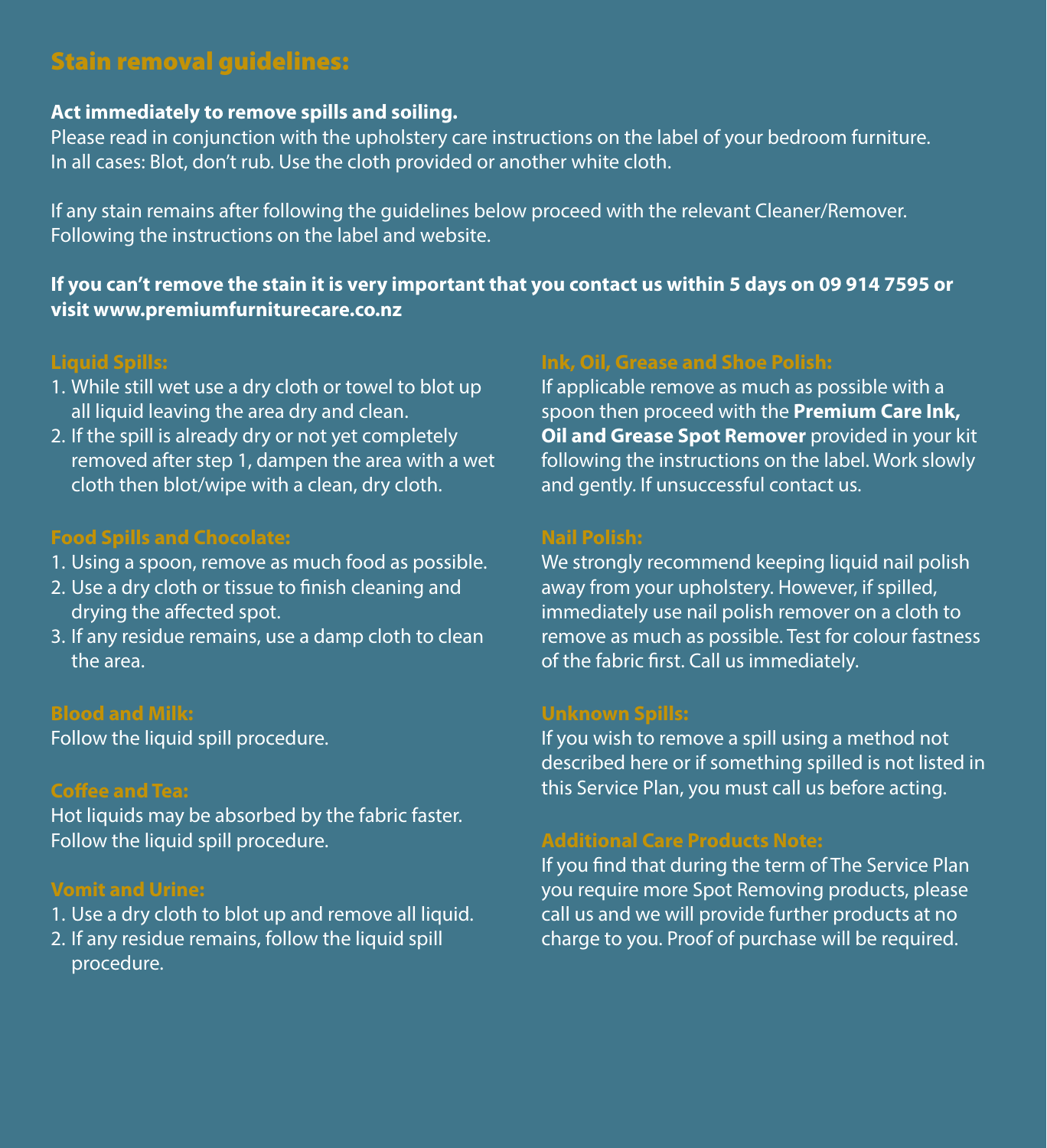## Stain removal guidelines:

**Act immediately to remove spills and soiling.**

Please read in conjunction with the upholstery care instructions on the label of your bedroom furniture.
In all cases: Blot, don't rub. Use the cloth provided or another white cloth.

If any stain remains after following the guidelines below proceed with the relevant Cleaner/Remover. Following the instructions on the label and website.

**If you can't remove the stain it is very important that you contact us within 5 days on 09 914 7595 or visit www.premiumfurniturecare.co.nz**

### Liquid Spills:

1. While still wet use a dry cloth or towel to blot up all liquid leaving the area dry and clean.
2. If the spill is already dry or not yet completely removed after step 1, dampen the area with a wet cloth then blot/wipe with a clean, dry cloth.

### Food Spills and Chocolate:

1. Using a spoon, remove as much food as possible.
2. Use a dry cloth or tissue to finish cleaning and drying the affected spot.
3. If any residue remains, use a damp cloth to clean the area.

### Blood and Milk:

Follow the liquid spill procedure.

### Coffee and Tea:

Hot liquids may be absorbed by the fabric faster. Follow the liquid spill procedure.

### Vomit and Urine:

1. Use a dry cloth to blot up and remove all liquid.
2. If any residue remains, follow the liquid spill procedure.

### Ink, Oil, Grease and Shoe Polish:

If applicable remove as much as possible with a spoon then proceed with the **Premium Care Ink, Oil and Grease Spot Remover** provided in your kit following the instructions on the label. Work slowly and gently. If unsuccessful contact us.

### Nail Polish:

We strongly recommend keeping liquid nail polish away from your upholstery. However, if spilled, immediately use nail polish remover on a cloth to remove as much as possible. Test for colour fastness of the fabric first. Call us immediately.

### Unknown Spills:

If you wish to remove a spill using a method not described here or if something spilled is not listed in this Service Plan, you must call us before acting.

### Additional Care Products Note:

If you find that during the term of The Service Plan you require more Spot Removing products, please call us and we will provide further products at no charge to you. Proof of purchase will be required.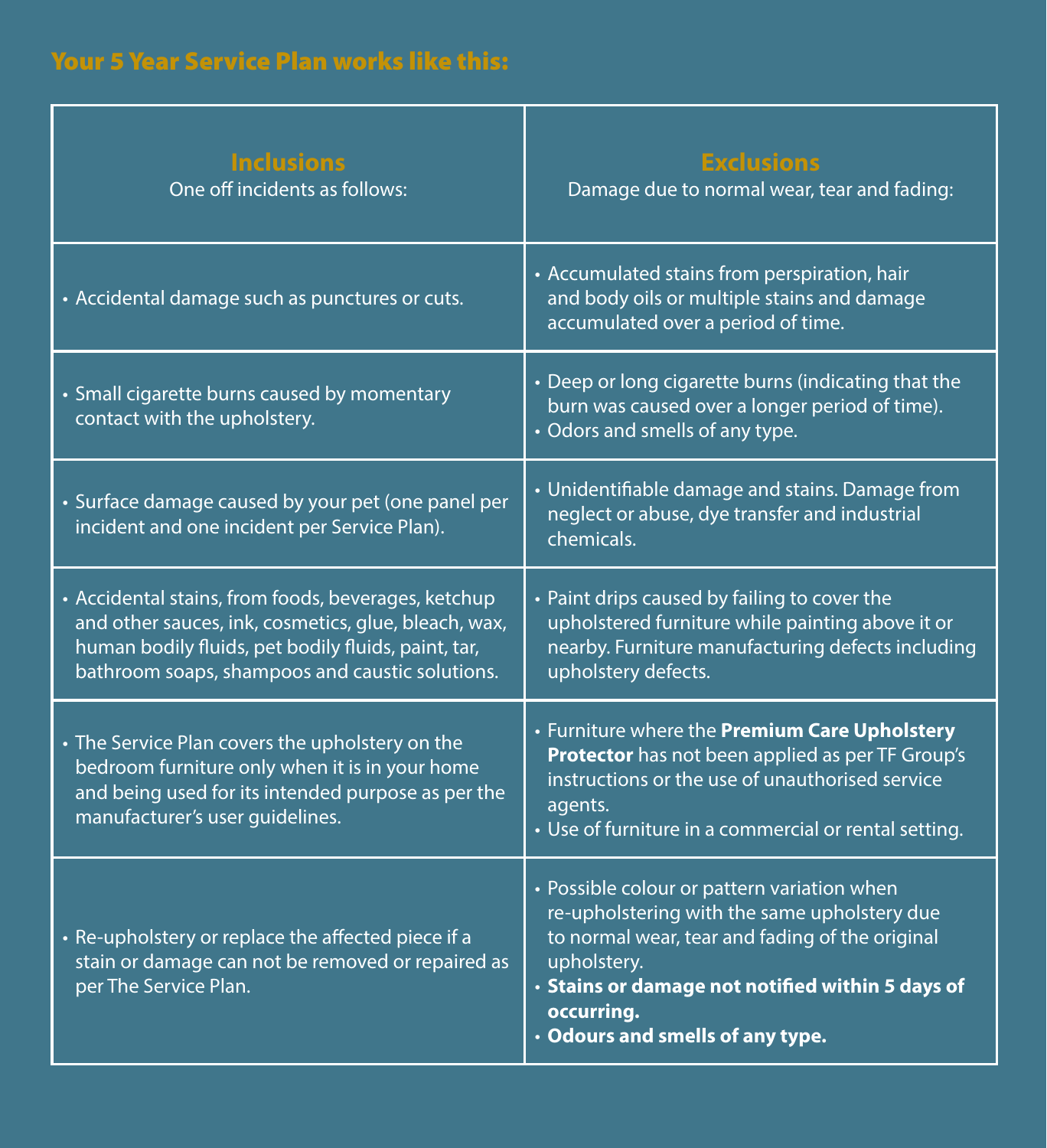## Your 5 Year Service Plan works like this:

| **Inclusions**<br>One off incidents as follows: | **Exclusions**<br>Damage due to normal wear, tear and fading: |
|---|---|
| • Accidental damage such as punctures or cuts. | • Accumulated stains from perspiration, hair and body oils or multiple stains and damage accumulated over a period of time. |
| • Small cigarette burns caused by momentary contact with the upholstery. | • Deep or long cigarette burns (indicating that the burn was caused over a longer period of time).<br>• Odors and smells of any type. |
| • Surface damage caused by your pet (one panel per incident and one incident per Service Plan). | • Unidentifiable damage and stains. Damage from neglect or abuse, dye transfer and industrial chemicals. |
| • Accidental stains, from foods, beverages, ketchup and other sauces, ink, cosmetics, glue, bleach, wax, human bodily fluids, pet bodily fluids, paint, tar, bathroom soaps, shampoos and caustic solutions. | • Paint drips caused by failing to cover the upholstered furniture while painting above it or nearby. Furniture manufacturing defects including upholstery defects. |
| • The Service Plan covers the upholstery on the bedroom furniture only when it is in your home and being used for its intended purpose as per the manufacturer's user guidelines. | • Furniture where the **Premium Care Upholstery Protector** has not been applied as per TF Group's instructions or the use of unauthorised service agents.<br>• Use of furniture in a commercial or rental setting. |
| • Re-upholstery or replace the affected piece if a stain or damage can not be removed or repaired as per The Service Plan. | • Possible colour or pattern variation when re-upholstering with the same upholstery due to normal wear, tear and fading of the original upholstery.<br>• **Stains or damage not notified within 5 days of occurring.**<br>• **Odours and smells of any type.** |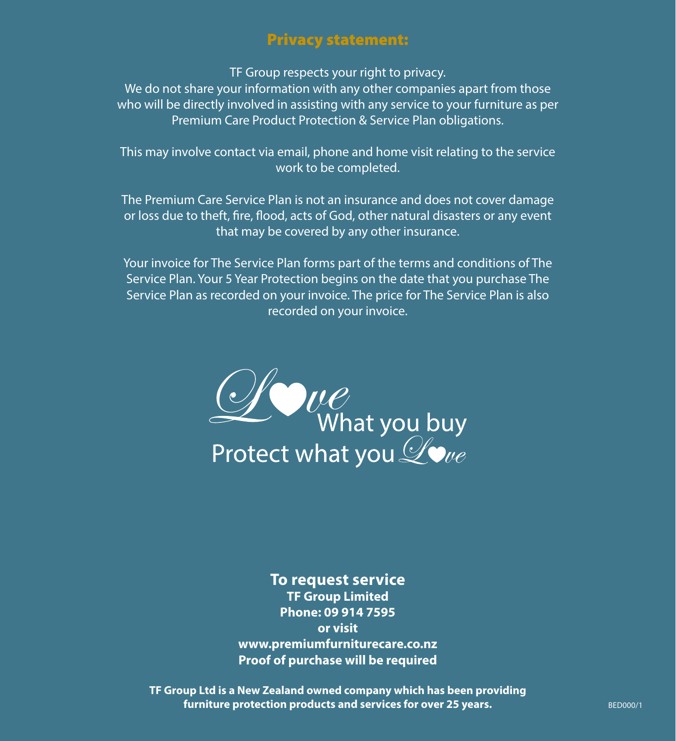## Privacy statement:

TF Group respects your right to privacy.
We do not share your information with any other companies apart from those who will be directly involved in assisting with any service to your furniture as per Premium Care Product Protection & Service Plan obligations.

This may involve contact via email, phone and home visit relating to the service work to be completed.

The Premium Care Service Plan is not an insurance and does not cover damage or loss due to theft, fire, flood, acts of God, other natural disasters or any event that may be covered by any other insurance.

Your invoice for The Service Plan forms part of the terms and conditions of The Service Plan. Your 5 Year Protection begins on the date that you purchase The Service Plan as recorded on your invoice. The price for The Service Plan is also recorded on your invoice.

Love What you buy
Protect what you Love

**To request service**
**TF Group Limited**
**Phone: 09 914 7595**
**or visit**
**www.premiumfurniturecare.co.nz**
**Proof of purchase will be required**

**TF Group Ltd is a New Zealand owned company which has been providing furniture protection products and services for over 25 years.**

BED000/1